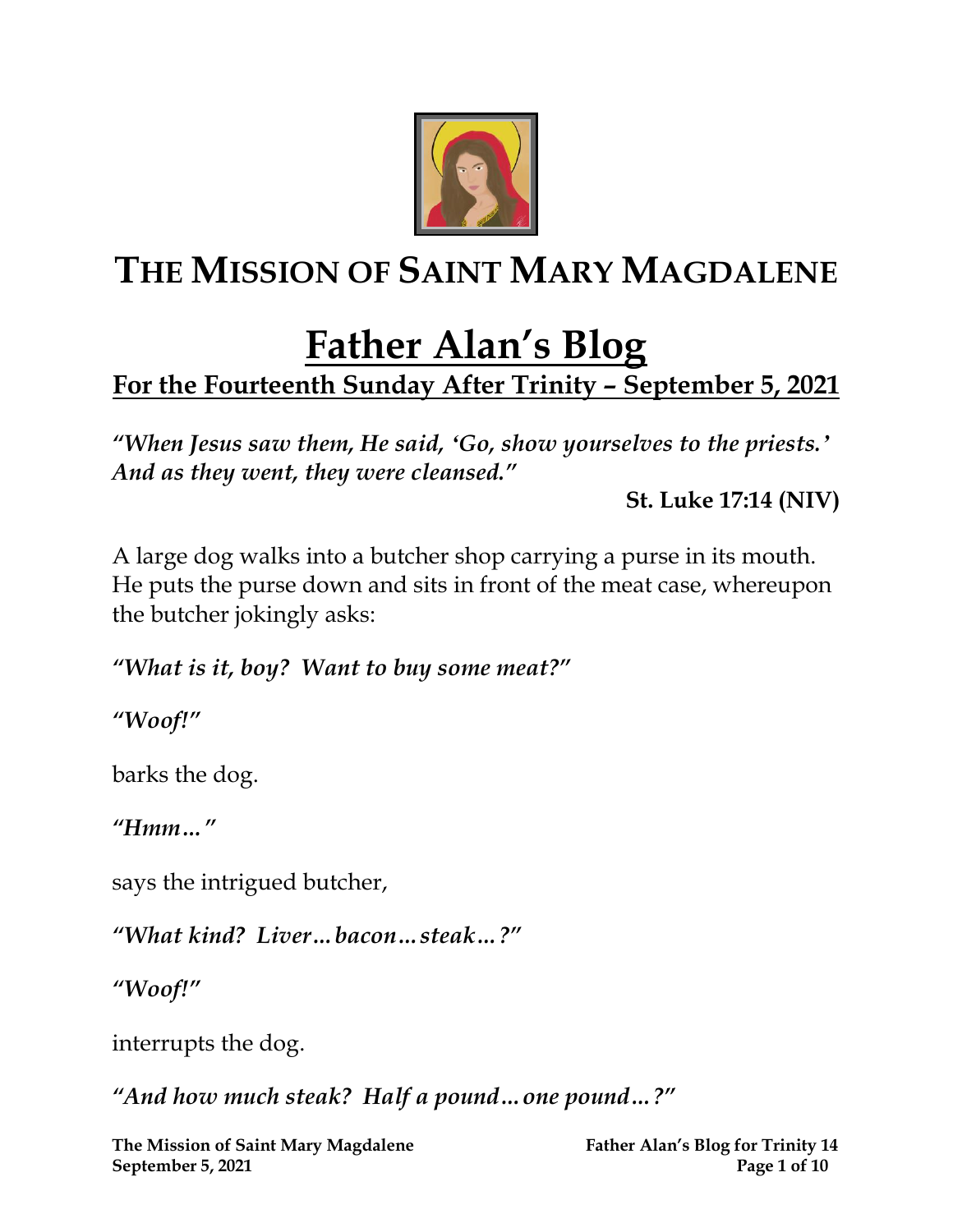# THE MISSION OF SAINT MARY MAGDALENE

# Father Alan's Blog

## For the Fourteenth Sunday After Trinity – September 5, 2021

***"When Jesus saw them, He said, 'Go, show yourselves to the priests.' And as they went, they were cleansed."***

**St. Luke 17:14 (NIV)**

A large dog walks into a butcher shop carrying a purse in its mouth. He puts the purse down and sits in front of the meat case, whereupon the butcher jokingly asks:

***"What is it, boy? Want to buy some meat?"***

***"Woof!"***

barks the dog.

***"Hmm…"***

says the intrigued butcher,

***"What kind? Liver…bacon…steak…?"***

***"Woof!"***

interrupts the dog.

***"And how much steak? Half a pound…one pound…?"***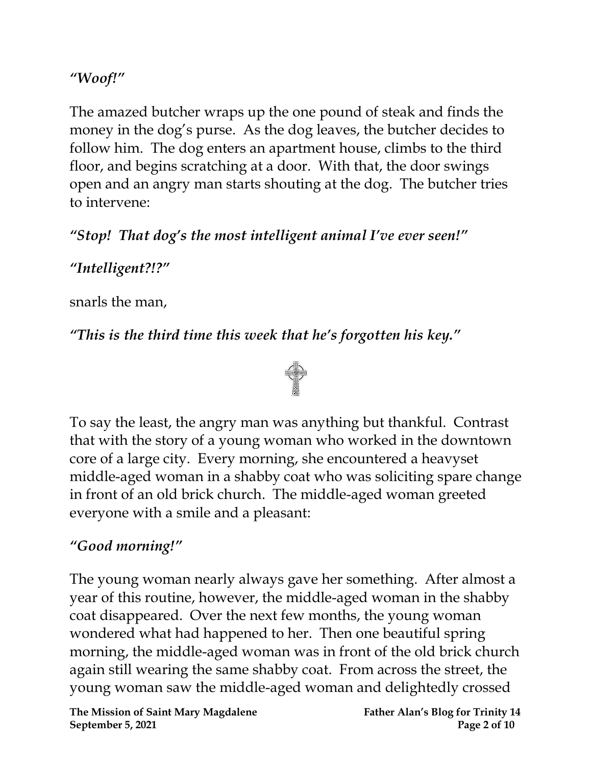*"Woof!"*

The amazed butcher wraps up the one pound of steak and finds the money in the dog's purse. As the dog leaves, the butcher decides to follow him. The dog enters an apartment house, climbs to the third floor, and begins scratching at a door. With that, the door swings open and an angry man starts shouting at the dog. The butcher tries to intervene:

***"Stop! That dog's the most intelligent animal I've ever seen!"***

***"Intelligent?!?"***

snarls the man,

***"This is the third time this week that he's forgotten his key."***

To say the least, the angry man was anything but thankful. Contrast that with the story of a young woman who worked in the downtown core of a large city. Every morning, she encountered a heavyset middle-aged woman in a shabby coat who was soliciting spare change in front of an old brick church. The middle-aged woman greeted everyone with a smile and a pleasant:

***"Good morning!"***

The young woman nearly always gave her something. After almost a year of this routine, however, the middle-aged woman in the shabby coat disappeared. Over the next few months, the young woman wondered what had happened to her. Then one beautiful spring morning, the middle-aged woman was in front of the old brick church again still wearing the same shabby coat. From across the street, the young woman saw the middle-aged woman and delightedly crossed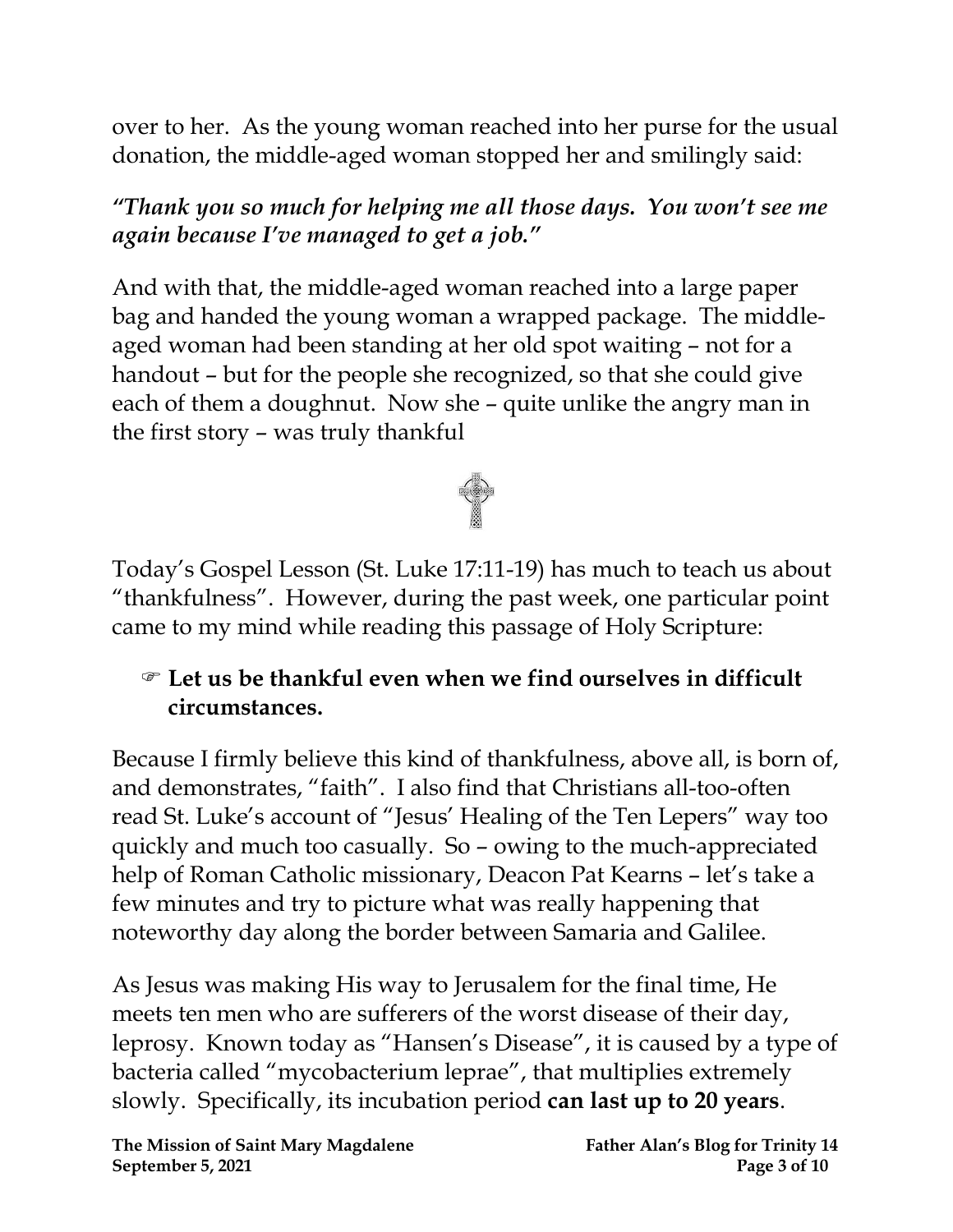over to her. As the young woman reached into her purse for the usual donation, the middle-aged woman stopped her and smilingly said:

***"Thank you so much for helping me all those days. You won't see me again because I've managed to get a job."***

And with that, the middle-aged woman reached into a large paper bag and handed the young woman a wrapped package. The middle-aged woman had been standing at her old spot waiting – not for a handout – but for the people she recognized, so that she could give each of them a doughnut. Now she – quite unlike the angry man in the first story – was truly thankful

Today's Gospel Lesson (St. Luke 17:11-19) has much to teach us about "thankfulness". However, during the past week, one particular point came to my mind while reading this passage of Holy Scripture:

- ☞ **Let us be thankful even when we find ourselves in difficult circumstances.**

Because I firmly believe this kind of thankfulness, above all, is born of, and demonstrates, "faith". I also find that Christians all-too-often read St. Luke's account of "Jesus' Healing of the Ten Lepers" way too quickly and much too casually. So – owing to the much-appreciated help of Roman Catholic missionary, Deacon Pat Kearns – let's take a few minutes and try to picture what was really happening that noteworthy day along the border between Samaria and Galilee.

As Jesus was making His way to Jerusalem for the final time, He meets ten men who are sufferers of the worst disease of their day, leprosy. Known today as "Hansen's Disease", it is caused by a type of bacteria called "mycobacterium leprae", that multiplies extremely slowly. Specifically, its incubation period **can last up to 20 years**.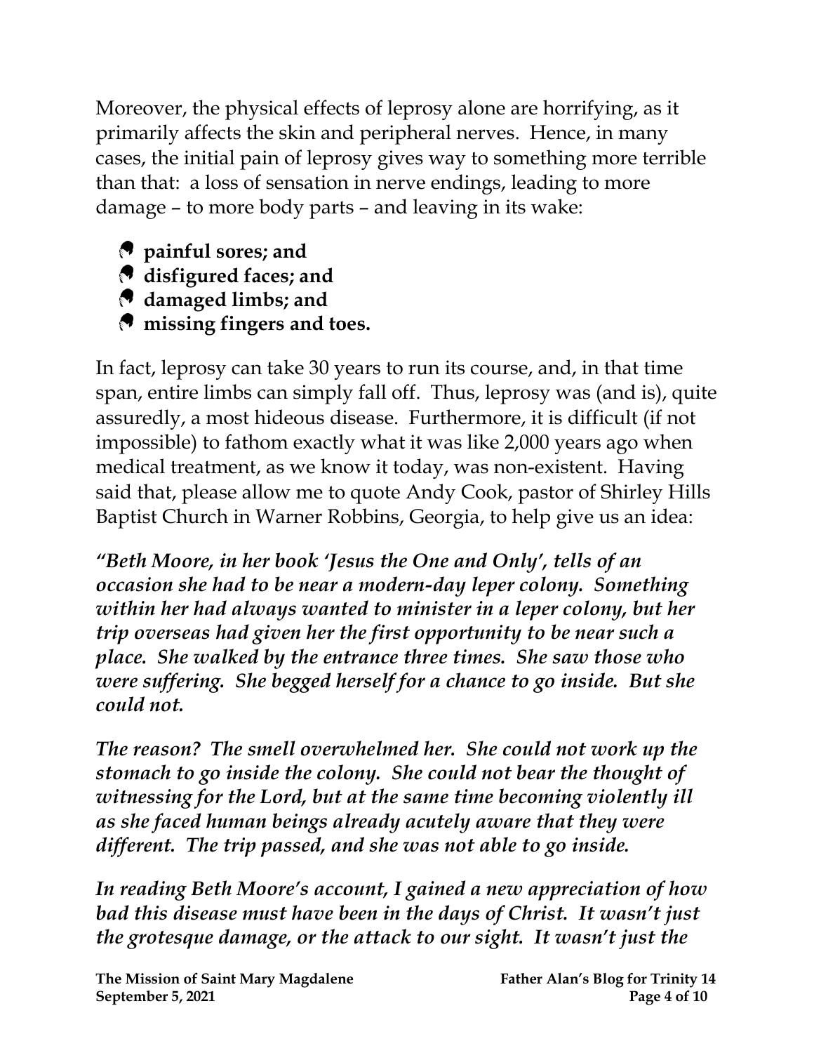Moreover, the physical effects of leprosy alone are horrifying, as it primarily affects the skin and peripheral nerves. Hence, in many cases, the initial pain of leprosy gives way to something more terrible than that: a loss of sensation in nerve endings, leading to more damage – to more body parts – and leaving in its wake:

- **painful sores; and**
- **disfigured faces; and**
- **damaged limbs; and**
- **missing fingers and toes.**

In fact, leprosy can take 30 years to run its course, and, in that time span, entire limbs can simply fall off. Thus, leprosy was (and is), quite assuredly, a most hideous disease. Furthermore, it is difficult (if not impossible) to fathom exactly what it was like 2,000 years ago when medical treatment, as we know it today, was non-existent. Having said that, please allow me to quote Andy Cook, pastor of Shirley Hills Baptist Church in Warner Robbins, Georgia, to help give us an idea:

***"Beth Moore, in her book 'Jesus the One and Only', tells of an occasion she had to be near a modern-day leper colony. Something within her had always wanted to minister in a leper colony, but her trip overseas had given her the first opportunity to be near such a place. She walked by the entrance three times. She saw those who were suffering. She begged herself for a chance to go inside. But she could not.***

***The reason? The smell overwhelmed her. She could not work up the stomach to go inside the colony. She could not bear the thought of witnessing for the Lord, but at the same time becoming violently ill as she faced human beings already acutely aware that they were different. The trip passed, and she was not able to go inside.***

***In reading Beth Moore's account, I gained a new appreciation of how bad this disease must have been in the days of Christ. It wasn't just the grotesque damage, or the attack to our sight. It wasn't just the***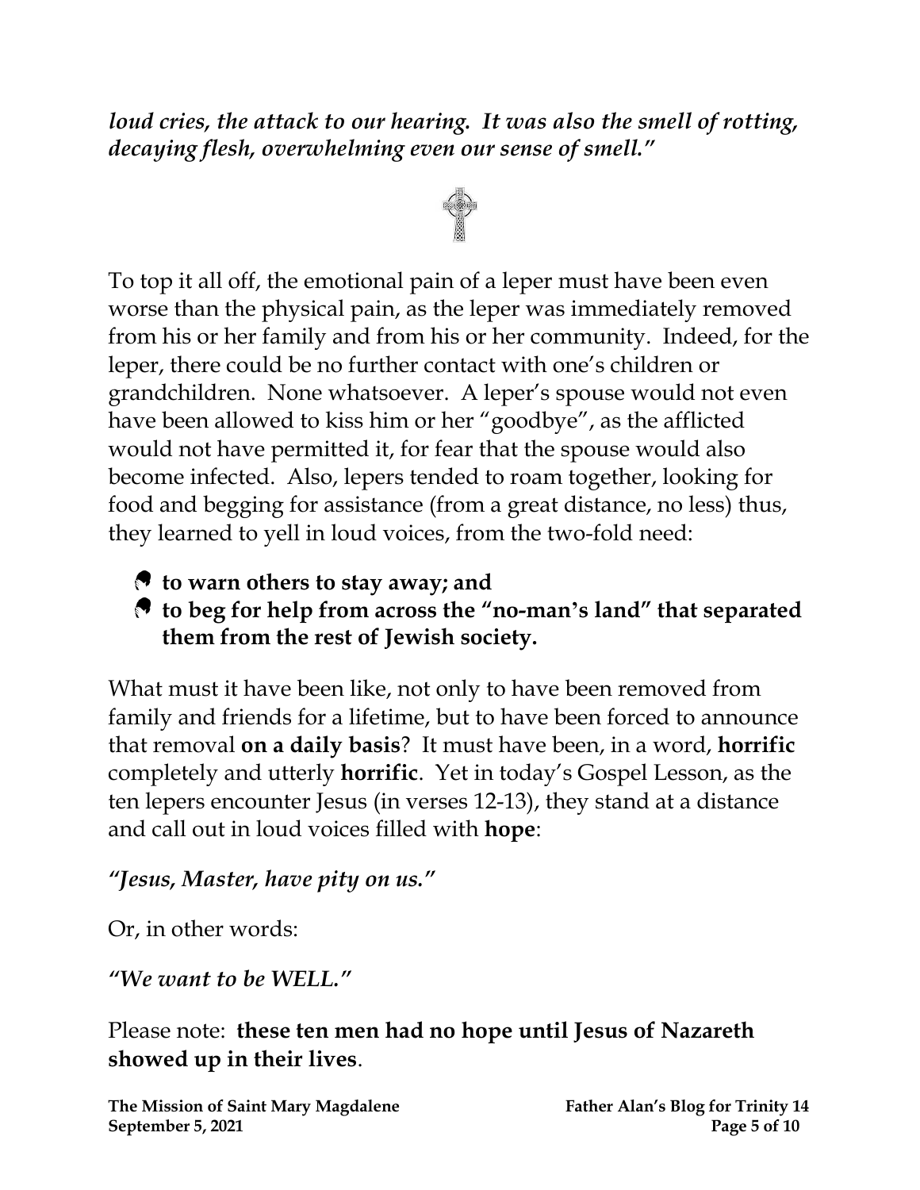***loud cries, the attack to our hearing. It was also the smell of rotting, decaying flesh, overwhelming even our sense of smell."***

To top it all off, the emotional pain of a leper must have been even worse than the physical pain, as the leper was immediately removed from his or her family and from his or her community. Indeed, for the leper, there could be no further contact with one's children or grandchildren. None whatsoever. A leper's spouse would not even have been allowed to kiss him or her "goodbye", as the afflicted would not have permitted it, for fear that the spouse would also become infected. Also, lepers tended to roam together, looking for food and begging for assistance (from a great distance, no less) thus, they learned to yell in loud voices, from the two-fold need:

- **to warn others to stay away; and**
- **to beg for help from across the "no-man's land" that separated them from the rest of Jewish society.**

What must it have been like, not only to have been removed from family and friends for a lifetime, but to have been forced to announce that removal **on a daily basis**? It must have been, in a word, **horrific** completely and utterly **horrific**. Yet in today's Gospel Lesson, as the ten lepers encounter Jesus (in verses 12-13), they stand at a distance and call out in loud voices filled with **hope**:

***"Jesus, Master, have pity on us."***

Or, in other words:

***"We want to be WELL."***

Please note: **these ten men had no hope until Jesus of Nazareth showed up in their lives**.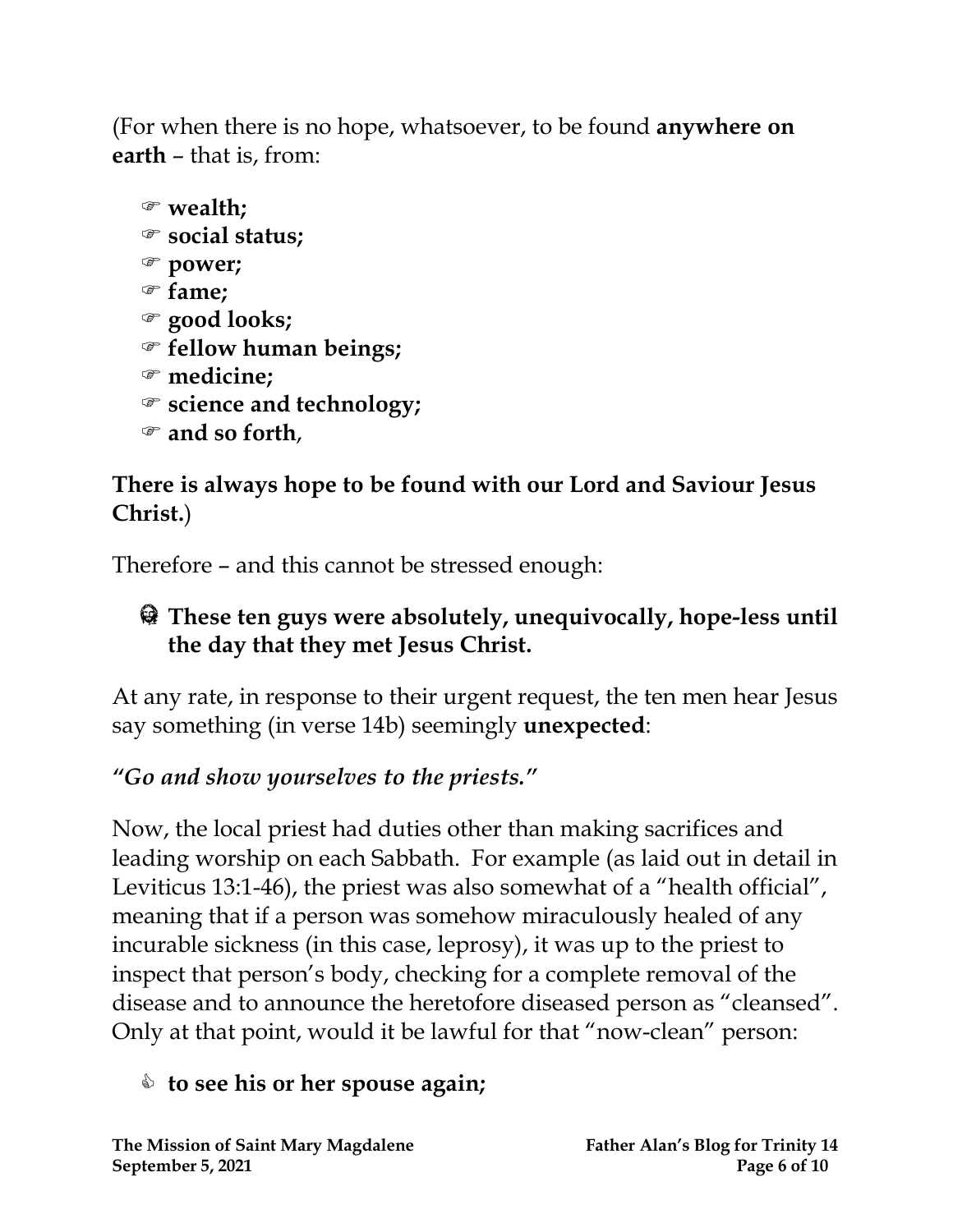(For when there is no hope, whatsoever, to be found **anywhere on earth** – that is, from:

- ☞ **wealth;**
- ☞ **social status;**
- ☞ **power;**
- ☞ **fame;**
- ☞ **good looks;**
- ☞ **fellow human beings;**
- ☞ **medicine;**
- ☞ **science and technology;**
- ☞ **and so forth**,

**There is always hope to be found with our Lord and Saviour Jesus Christ.**)

Therefore – and this cannot be stressed enough:

- **These ten guys were absolutely, unequivocally, hope-less until the day that they met Jesus Christ.**

At any rate, in response to their urgent request, the ten men hear Jesus say something (in verse 14b) seemingly **unexpected**:

***"Go and show yourselves to the priests."***

Now, the local priest had duties other than making sacrifices and leading worship on each Sabbath. For example (as laid out in detail in Leviticus 13:1-46), the priest was also somewhat of a "health official", meaning that if a person was somehow miraculously healed of any incurable sickness (in this case, leprosy), it was up to the priest to inspect that person's body, checking for a complete removal of the disease and to announce the heretofore diseased person as "cleansed". Only at that point, would it be lawful for that "now-clean" person:

- **to see his or her spouse again;**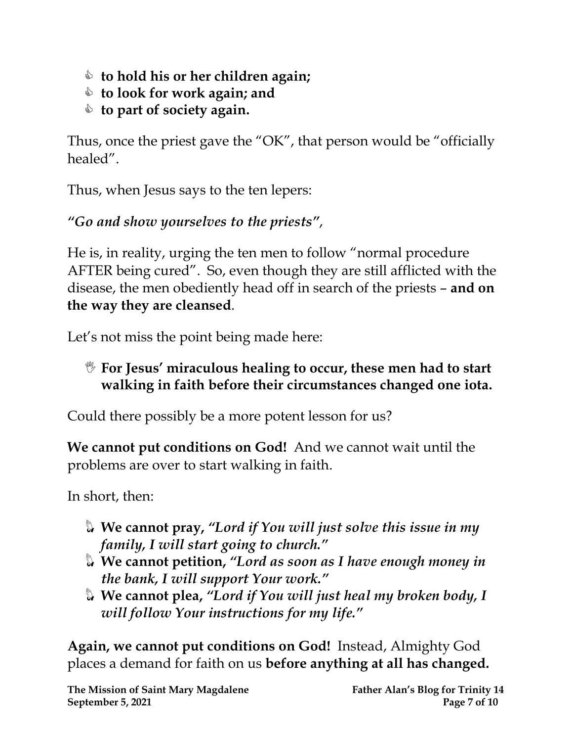- **to hold his or her children again;**
- **to look for work again; and**
- **to part of society again.**

Thus, once the priest gave the "OK", that person would be "officially healed".

Thus, when Jesus says to the ten lepers:

***"Go and show yourselves to the priests"**,*

He is, in reality, urging the ten men to follow "normal procedure AFTER being cured". So, even though they are still afflicted with the disease, the men obediently head off in search of the priests – **and on the way they are cleansed**.

Let's not miss the point being made here:

- **For Jesus' miraculous healing to occur, these men had to start walking in faith before their circumstances changed one iota.**

Could there possibly be a more potent lesson for us?

**We cannot put conditions on God!** And we cannot wait until the problems are over to start walking in faith.

In short, then:

- **We cannot pray,** ***"Lord if You will just solve this issue in my family, I will start going to church."***
- **We cannot petition,** ***"Lord as soon as I have enough money in the bank, I will support Your work."***
- **We cannot plea,** ***"Lord if You will just heal my broken body, I will follow Your instructions for my life."***

**Again, we cannot put conditions on God!** Instead, Almighty God places a demand for faith on us **before anything at all has changed.**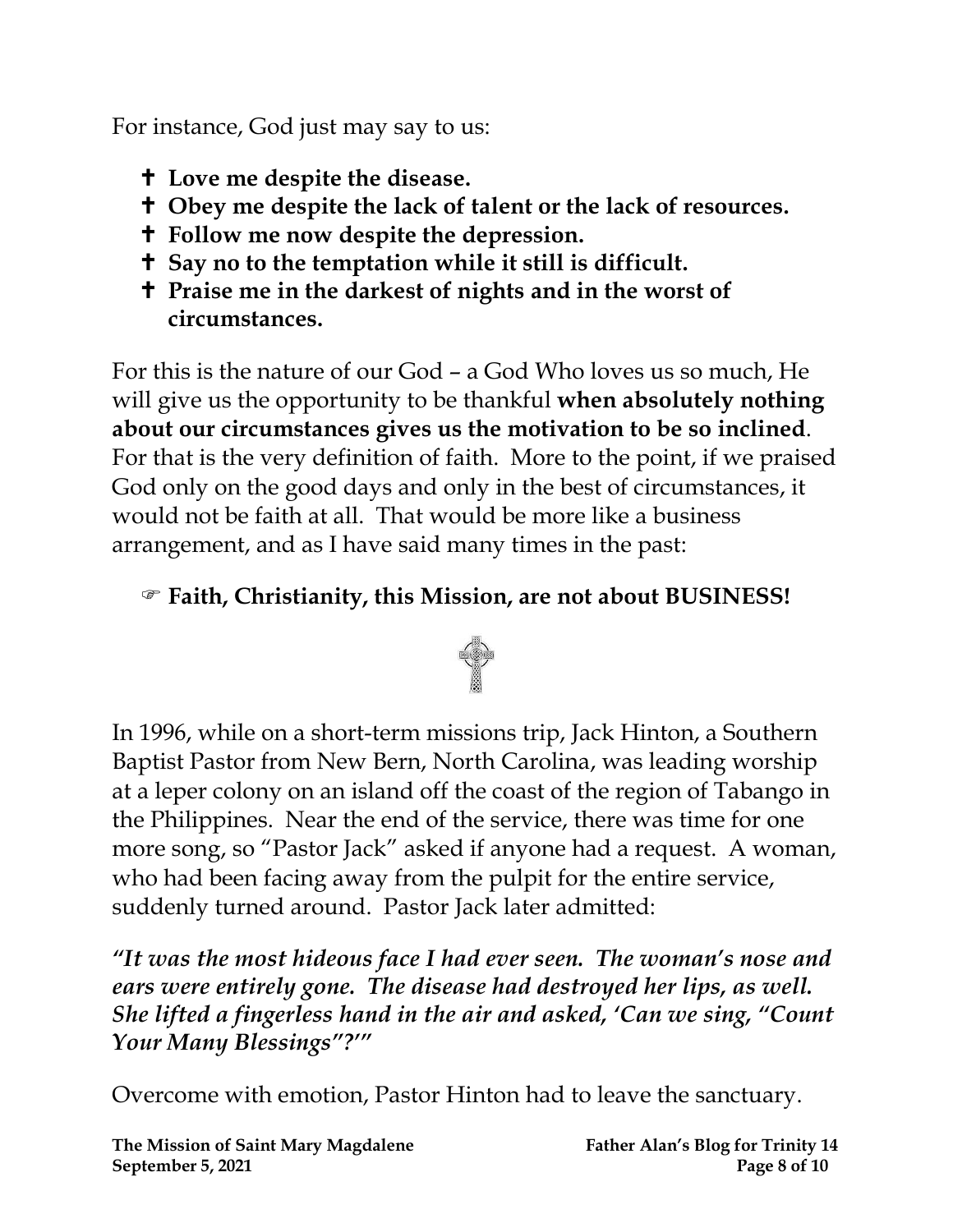For instance, God just may say to us:

- ✝ **Love me despite the disease.**
- ✝ **Obey me despite the lack of talent or the lack of resources.**
- ✝ **Follow me now despite the depression.**
- ✝ **Say no to the temptation while it still is difficult.**
- ✝ **Praise me in the darkest of nights and in the worst of circumstances.**

For this is the nature of our God – a God Who loves us so much, He will give us the opportunity to be thankful **when absolutely nothing about our circumstances gives us the motivation to be so inclined**. For that is the very definition of faith. More to the point, if we praised God only on the good days and only in the best of circumstances, it would not be faith at all. That would be more like a business arrangement, and as I have said many times in the past:

☞ **Faith, Christianity, this Mission, are not about BUSINESS!**

In 1996, while on a short-term missions trip, Jack Hinton, a Southern Baptist Pastor from New Bern, North Carolina, was leading worship at a leper colony on an island off the coast of the region of Tabango in the Philippines. Near the end of the service, there was time for one more song, so "Pastor Jack" asked if anyone had a request. A woman, who had been facing away from the pulpit for the entire service, suddenly turned around. Pastor Jack later admitted:

***"It was the most hideous face I had ever seen. The woman's nose and ears were entirely gone. The disease had destroyed her lips, as well. She lifted a fingerless hand in the air and asked, 'Can we sing, "Count Your Many Blessings"?'"***

Overcome with emotion, Pastor Hinton had to leave the sanctuary.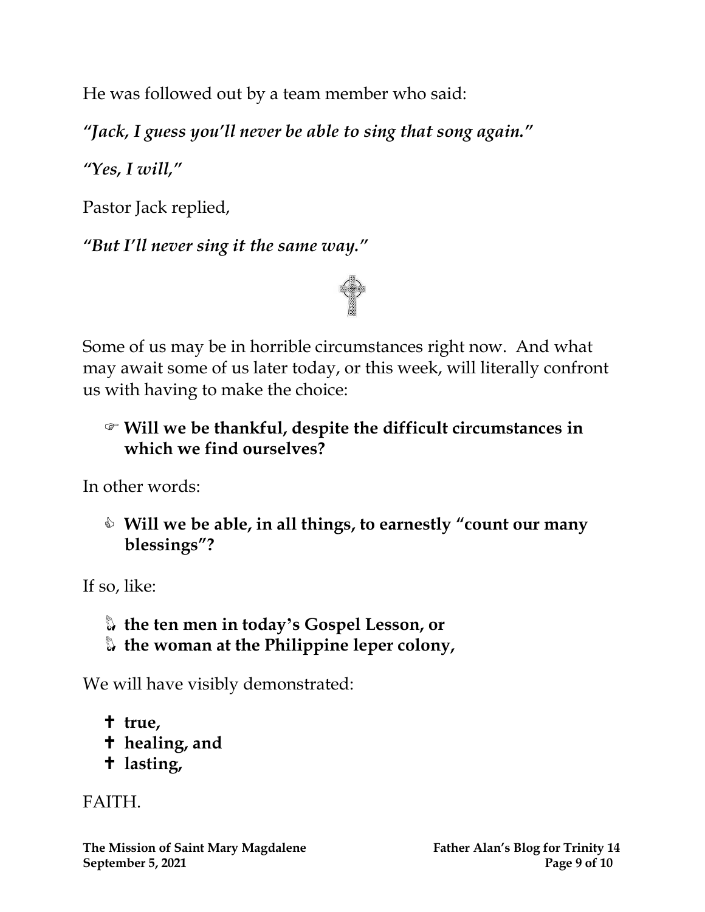He was followed out by a team member who said:

***"Jack, I guess you'll never be able to sing that song again."***

***"Yes, I will,"***

Pastor Jack replied,

***"But I'll never sing it the same way."***

Some of us may be in horrible circumstances right now. And what may await some of us later today, or this week, will literally confront us with having to make the choice:

☞ **Will we be thankful, despite the difficult circumstances in which we find ourselves?**

In other words:

✎ **Will we be able, in all things, to earnestly "count our many blessings"?**

If so, like:

- **the ten men in today's Gospel Lesson, or**
- **the woman at the Philippine leper colony,**

We will have visibly demonstrated:

- ✝ **true,**
- ✝ **healing, and**
- ✝ **lasting,**

FAITH.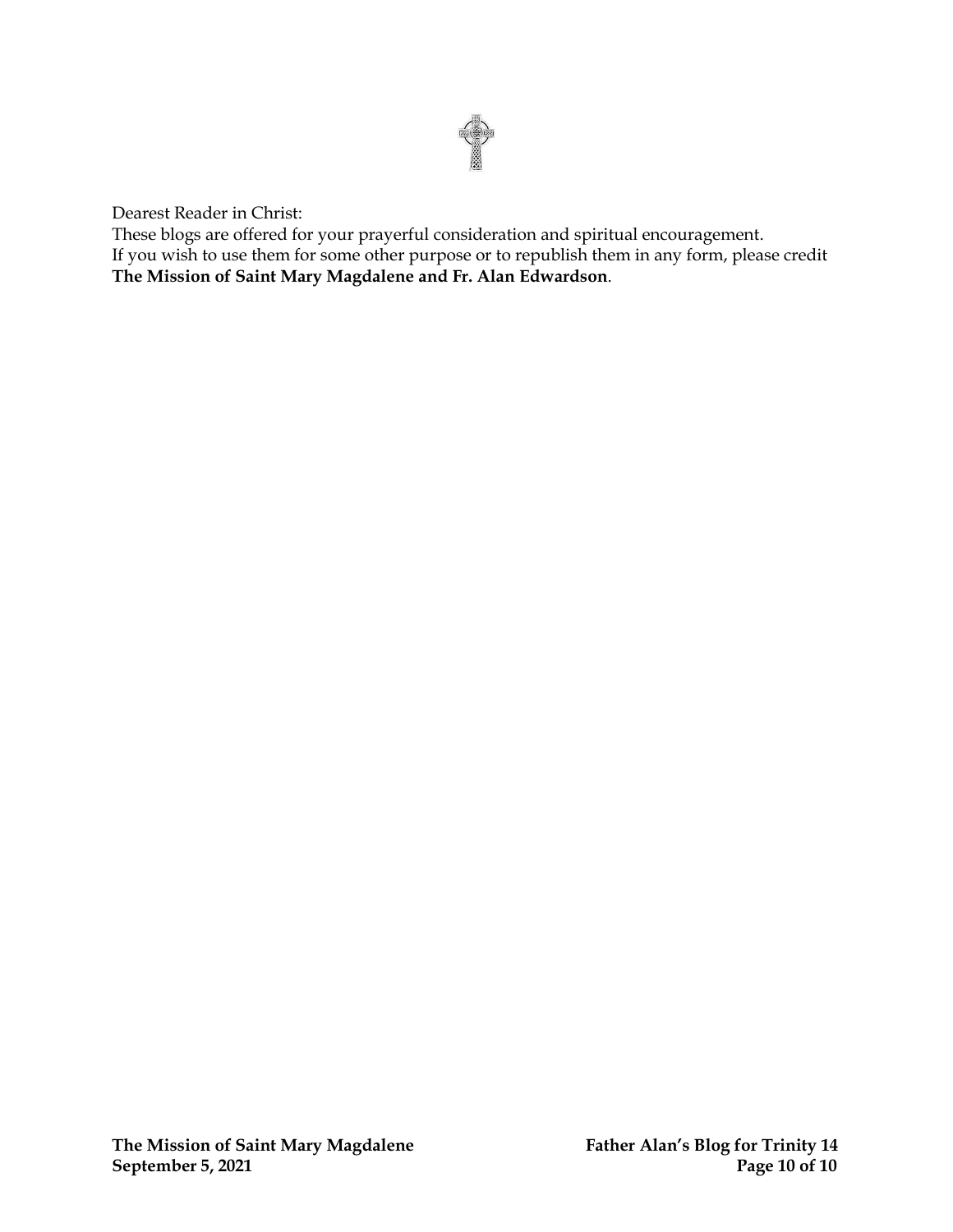Dearest Reader in Christ:

These blogs are offered for your prayerful consideration and spiritual encouragement.
If you wish to use them for some other purpose or to republish them in any form, please credit **The Mission of Saint Mary Magdalene and Fr. Alan Edwardson**.